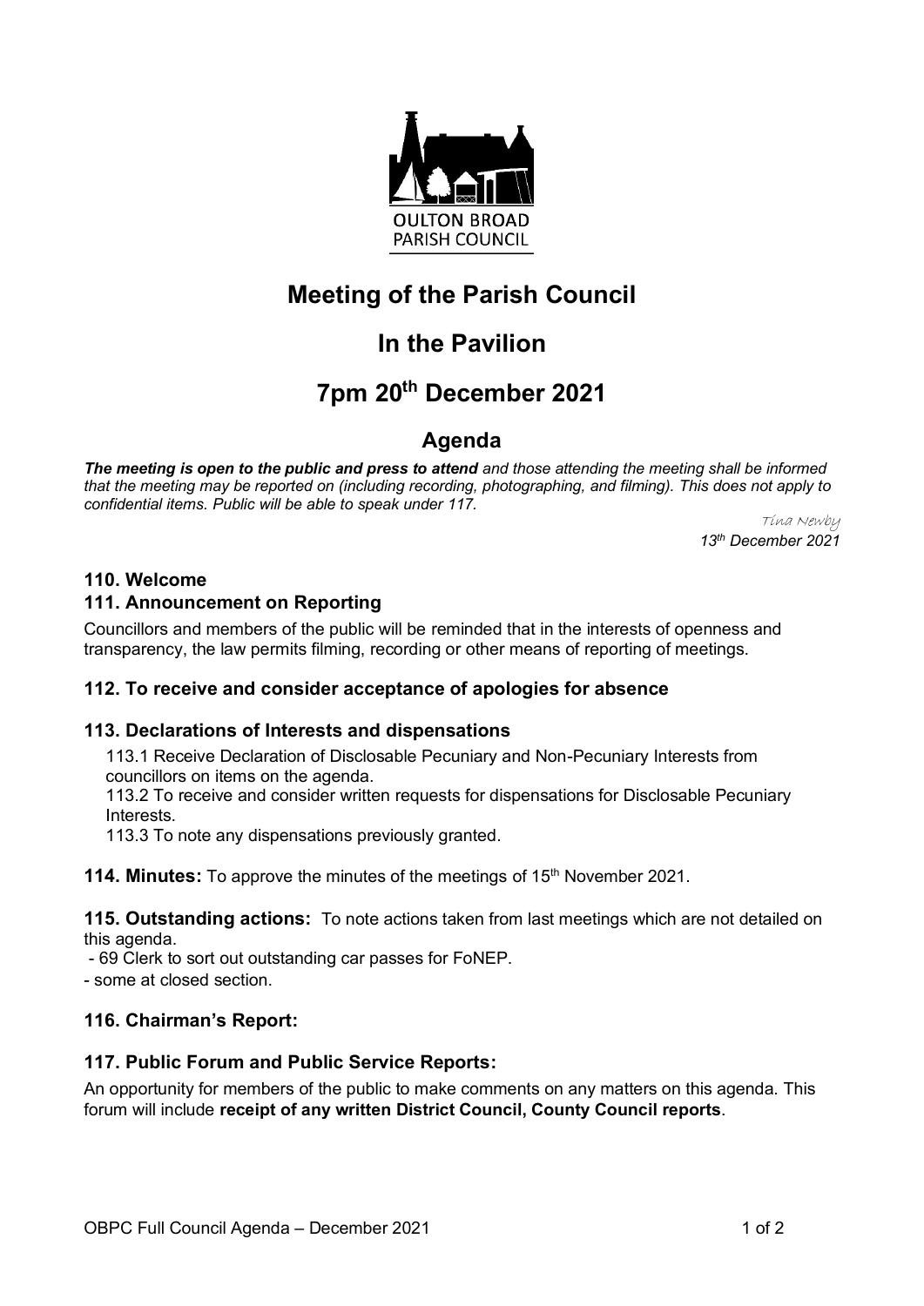OULTON BROAD PARISH COUNCIL

# Meeting of the Parish Council

# In the Pavilion

# 7pm 20th December 2021

## Agenda

***The meeting is open to the public and press to attend** and those attending the meeting shall be informed that the meeting may be reported on (including recording, photographing, and filming). This does not apply to confidential items. Public will be able to speak under 117.*

*Tina Newby*
*13th December 2021*

### 110. Welcome

### 111. Announcement on Reporting

Councillors and members of the public will be reminded that in the interests of openness and transparency, the law permits filming, recording or other means of reporting of meetings.

### 112. To receive and consider acceptance of apologies for absence

### 113. Declarations of Interests and dispensations

113.1 Receive Declaration of Disclosable Pecuniary and Non-Pecuniary Interests from councillors on items on the agenda.

113.2 To receive and consider written requests for dispensations for Disclosable Pecuniary Interests.

113.3 To note any dispensations previously granted.

**114. Minutes:** To approve the minutes of the meetings of 15th November 2021.

**115. Outstanding actions:** To note actions taken from last meetings which are not detailed on this agenda.

- 69 Clerk to sort out outstanding car passes for FoNEP.
- some at closed section.

### 116. Chairman's Report:

### 117. Public Forum and Public Service Reports:

An opportunity for members of the public to make comments on any matters on this agenda. This forum will include **receipt of any written District Council, County Council reports**.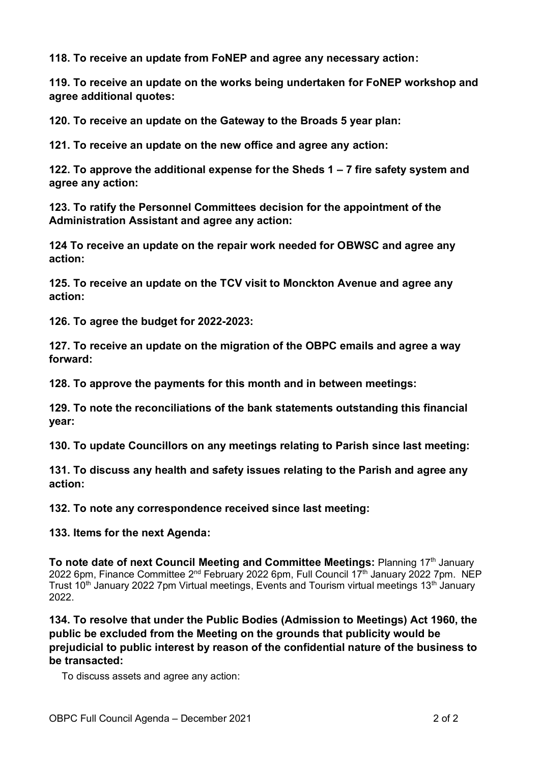**118. To receive an update from FoNEP and agree any necessary action:**

**119. To receive an update on the works being undertaken for FoNEP workshop and agree additional quotes:**

**120. To receive an update on the Gateway to the Broads 5 year plan:**

**121. To receive an update on the new office and agree any action:**

**122. To approve the additional expense for the Sheds 1 – 7 fire safety system and agree any action:**

**123. To ratify the Personnel Committees decision for the appointment of the Administration Assistant and agree any action:**

**124 To receive an update on the repair work needed for OBWSC and agree any action:**

**125. To receive an update on the TCV visit to Monckton Avenue and agree any action:**

**126. To agree the budget for 2022-2023:**

**127. To receive an update on the migration of the OBPC emails and agree a way forward:**

**128. To approve the payments for this month and in between meetings:**

**129. To note the reconciliations of the bank statements outstanding this financial year:**

**130. To update Councillors on any meetings relating to Parish since last meeting:**

**131. To discuss any health and safety issues relating to the Parish and agree any action:**

**132. To note any correspondence received since last meeting:**

**133. Items for the next Agenda:**

**To note date of next Council Meeting and Committee Meetings:** Planning 17th January 2022 6pm, Finance Committee 2nd February 2022 6pm, Full Council 17th January 2022 7pm. NEP Trust 10th January 2022 7pm Virtual meetings, Events and Tourism virtual meetings 13th January 2022.

**134. To resolve that under the Public Bodies (Admission to Meetings) Act 1960, the public be excluded from the Meeting on the grounds that publicity would be prejudicial to public interest by reason of the confidential nature of the business to be transacted:**

To discuss assets and agree any action: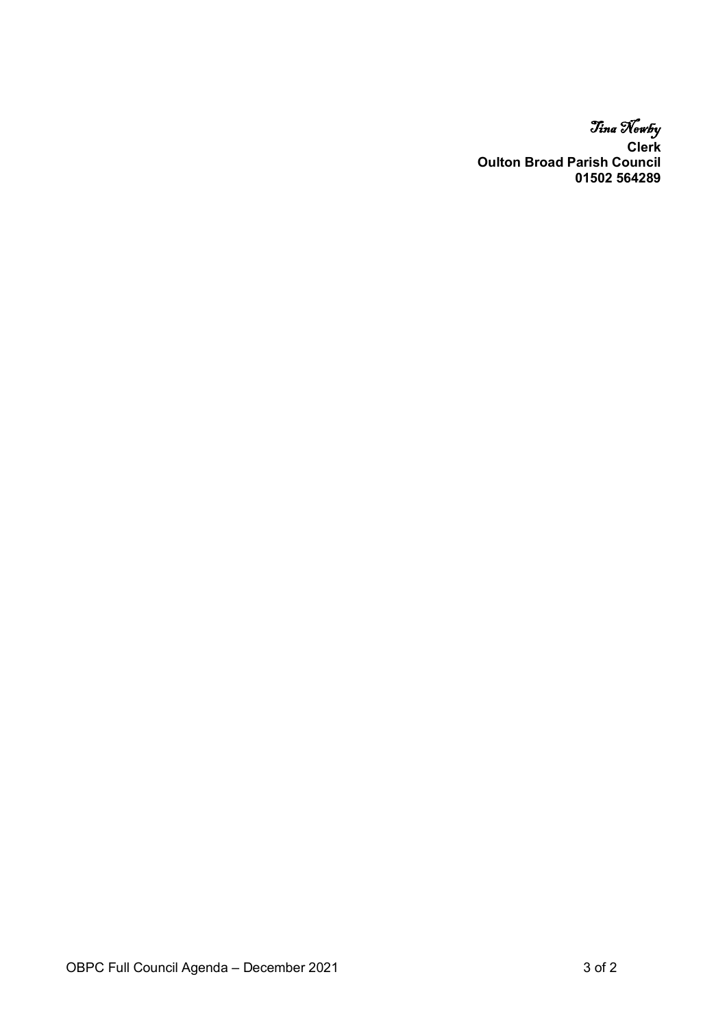*Tina Newby*

**Clerk**
**Oulton Broad Parish Council**
**01502 564289**